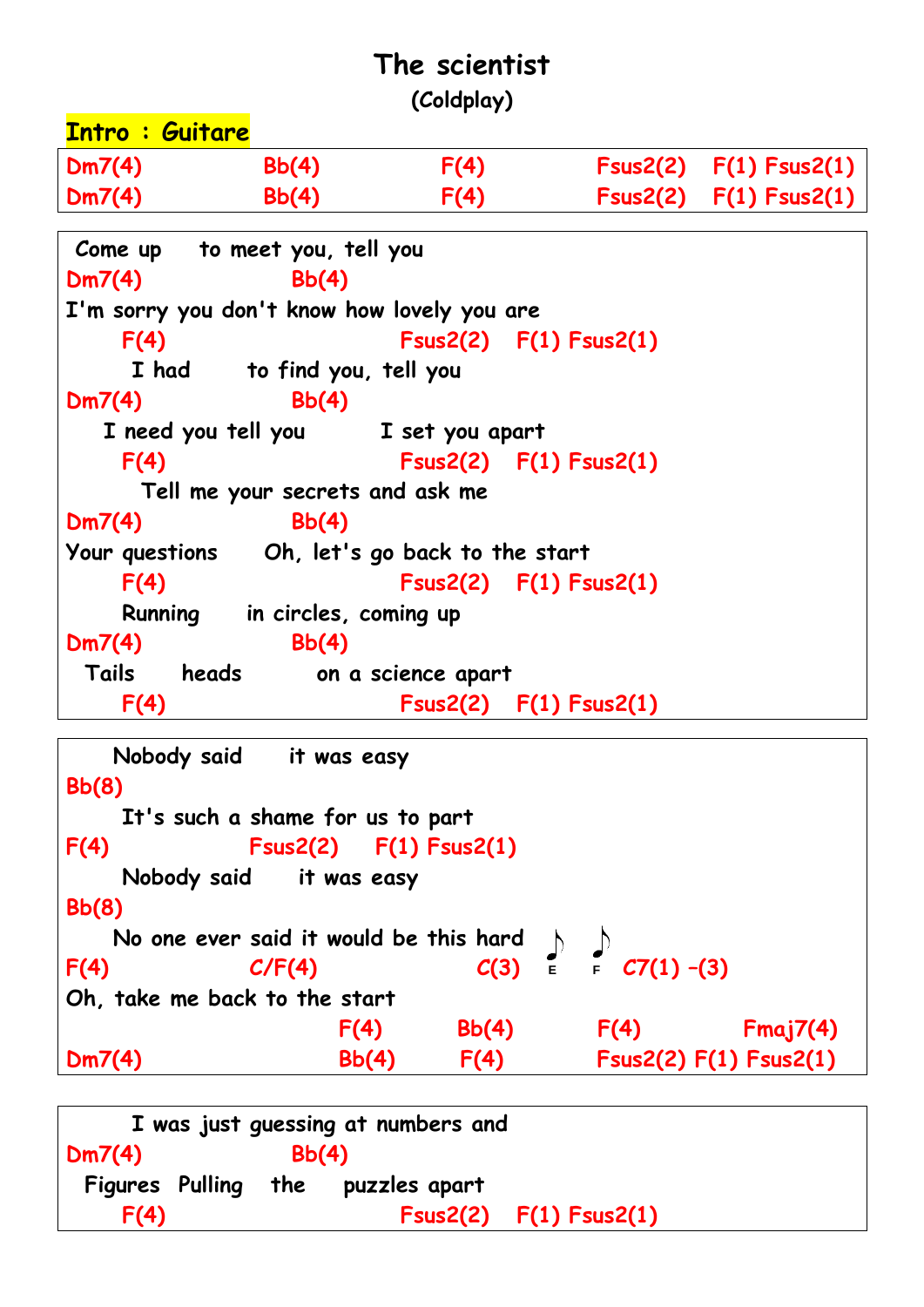# The scientist

**(Coldplay)**

**Intro : Guitare**

```
Dm7(4)        Bb(4)         F(4)         Fsus2(2)   F(1) Fsus2(1)
Dm7(4)        Bb(4)         F(4)         Fsus2(2)   F(1) Fsus2(1)
```

```
 Come up    to meet you, tell you
Dm7(4)                Bb(4)
I'm sorry you don't know how lovely you are
     F(4)                       Fsus2(2)   F(1) Fsus2(1)
      I had      to find you, tell you
Dm7(4)                Bb(4)
   I need you tell you        I set you apart
     F(4)                       Fsus2(2)   F(1) Fsus2(1)
       Tell me your secrets and ask me
Dm7(4)                Bb(4)
Your questions    Oh, let's go back to the start
     F(4)                       Fsus2(2)   F(1) Fsus2(1)
     Running     in circles, coming up
Dm7(4)                Bb(4)
 Tails     heads          on a science apart
     F(4)                       Fsus2(2)   F(1) Fsus2(1)
```

```
    Nobody said     it was easy
Bb(8)
     It's such a shame for us to part
F(4)            Fsus2(2)    F(1) Fsus2(1)
     Nobody said     it was easy
Bb(8)
    No one ever said it would be this hard   ♪E  ♪F
F(4)            C/F(4)               C(3)            C7(1) -(3)
Oh, take me back to the start
                         F(4)      Bb(4)       F(4)         Fmaj7(4)
Dm7(4)                   Bb(4)     F(4)        Fsus2(2) F(1) Fsus2(1)
```

```
      I was just guessing at numbers and
Dm7(4)                Bb(4)
 Figures  Pulling   the    puzzles apart
     F(4)                       Fsus2(2)   F(1) Fsus2(1)
```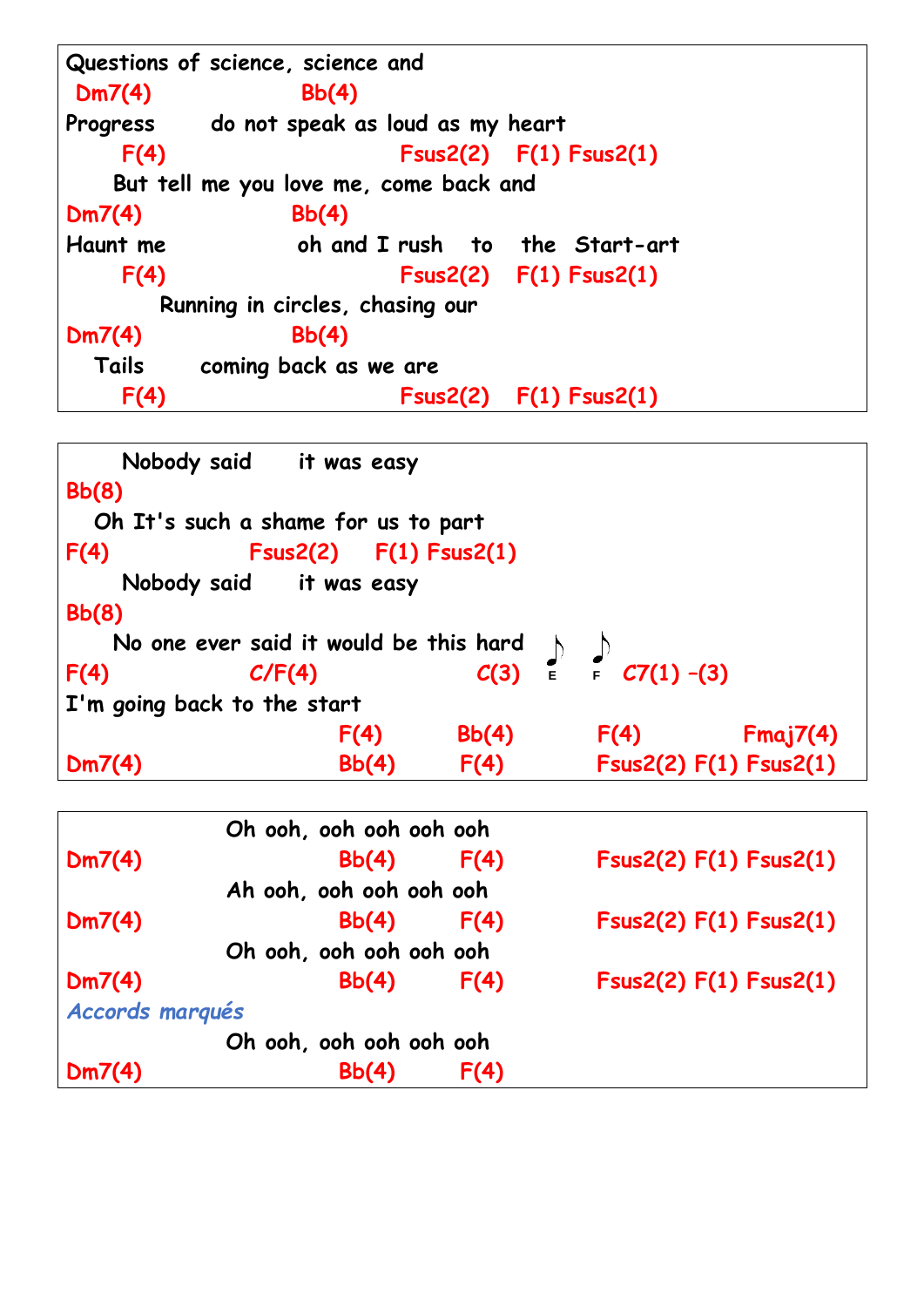```
Questions of science, science and
 Dm7(4)                Bb(4)
Progress      do not speak as loud as my heart
     F(4)                        Fsus2(2)   F(1) Fsus2(1)
    But tell me you love me, come back and
Dm7(4)                Bb(4)
Haunt me              oh and I rush   to   the  Start-art
     F(4)                        Fsus2(2)   F(1) Fsus2(1)
        Running in circles, chasing our
Dm7(4)                Bb(4)
  Tails       coming back as we are
     F(4)                        Fsus2(2)   F(1) Fsus2(1)
```

```
     Nobody said      it was easy
Bb(8)
  Oh It's such a shame for us to part
F(4)             Fsus2(2)    F(1) Fsus2(1)
     Nobody said      it was easy
Bb(8)
    No one ever said it would be this hard   ♪   ♪
F(4)             C/F(4)               C(3)   E   F  C7(1) -(3)
I'm going back to the start
                          F(4)       Bb(4)        F(4)         Fmaj7(4)
Dm7(4)                    Bb(4)      F(4)         Fsus2(2) F(1) Fsus2(1)
```

```
                Oh ooh, ooh ooh ooh ooh
Dm7(4)                    Bb(4)      F(4)         Fsus2(2) F(1) Fsus2(1)
                Ah ooh, ooh ooh ooh ooh
Dm7(4)                    Bb(4)      F(4)         Fsus2(2) F(1) Fsus2(1)
                Oh ooh, ooh ooh ooh ooh
Dm7(4)                    Bb(4)      F(4)         Fsus2(2) F(1) Fsus2(1)
Accords marqués
                Oh ooh, ooh ooh ooh ooh
Dm7(4)                    Bb(4)      F(4)
```